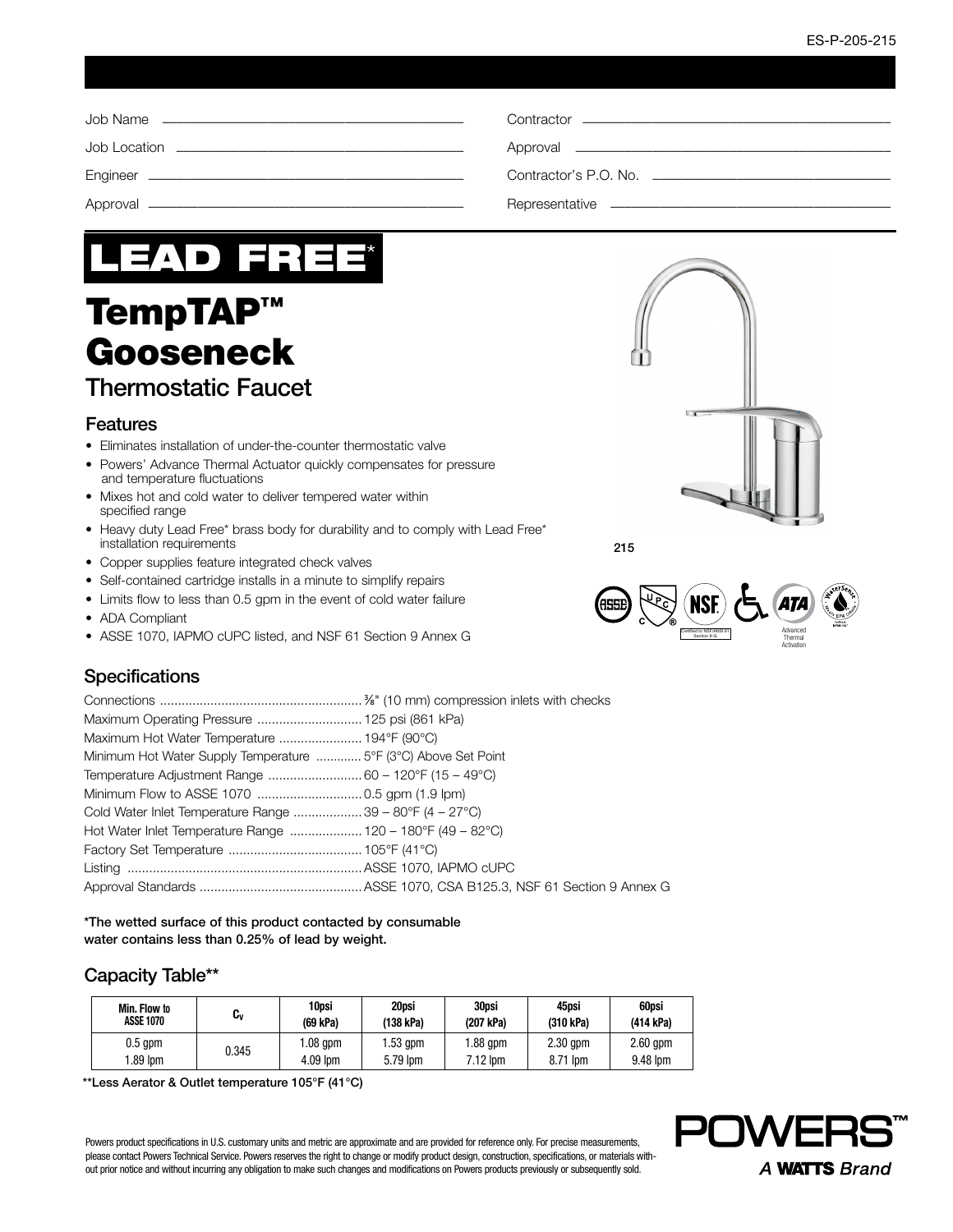Job Name ______________________

Job Location ______________________

Engineer ______________________

Approval ______________________

Contractor ______________________

Approval ______________________

Contractor's P.O. No. ______________________

Representative ______________________

**LEAD FREE***

# TempTAP™ Gooseneck

## Thermostatic Faucet

215

### Features

- Eliminates installation of under-the-counter thermostatic valve
- Powers' Advance Thermal Actuator quickly compensates for pressure and temperature fluctuations
- Mixes hot and cold water to deliver tempered water within specified range
- Heavy duty Lead Free* brass body for durability and to comply with Lead Free* installation requirements
- Copper supplies feature integrated check valves
- Self-contained cartridge installs in a minute to simplify repairs
- Limits flow to less than 0.5 gpm in the event of cold water failure
- ADA Compliant
- ASSE 1070, IAPMO cUPC listed, and NSF 61 Section 9 Annex G

### Specifications

Connections ........ ⅜" (10 mm) compression inlets with checks
Maximum Operating Pressure ........ 125 psi (861 kPa)
Maximum Hot Water Temperature ........ 194°F (90°C)
Minimum Hot Water Supply Temperature ........ 5°F (3°C) Above Set Point
Temperature Adjustment Range ........ 60 – 120°F (15 – 49°C)
Minimum Flow to ASSE 1070 ........ 0.5 gpm (1.9 lpm)
Cold Water Inlet Temperature Range ........ 39 – 80°F (4 – 27°C)
Hot Water Inlet Temperature Range ........ 120 – 180°F (49 – 82°C)
Factory Set Temperature ........ 105°F (41°C)
Listing ........ ASSE 1070, IAPMO cUPC
Approval Standards ........ ASSE 1070, CSA B125.3, NSF 61 Section 9 Annex G

**\*The wetted surface of this product contacted by consumable water contains less than 0.25% of lead by weight.**

### Capacity Table**

| Min. Flow to ASSE 1070 | $C_v$ | 10psi (69 kPa) | 20psi (138 kPa) | 30psi (207 kPa) | 45psi (310 kPa) | 60psi (414 kPa) |
|---|---|---|---|---|---|---|
| 0.5 gpm 1.89 lpm | 0.345 | 1.08 gpm 4.09 lpm | 1.53 gpm 5.79 lpm | 1.88 gpm 7.12 lpm | 2.30 gpm 8.71 lpm | 2.60 gpm 9.48 lpm |

**\*\*Less Aerator & Outlet temperature 105°F (41°C)**

Powers product specifications in U.S. customary units and metric are approximate and are provided for reference only. For precise measurements, please contact Powers Technical Service. Powers reserves the right to change or modify product design, construction, specifications, or materials without prior notice and without incurring any obligation to make such changes and modifications on Powers products previously or subsequently sold.

POWERS™ *A WATTS Brand*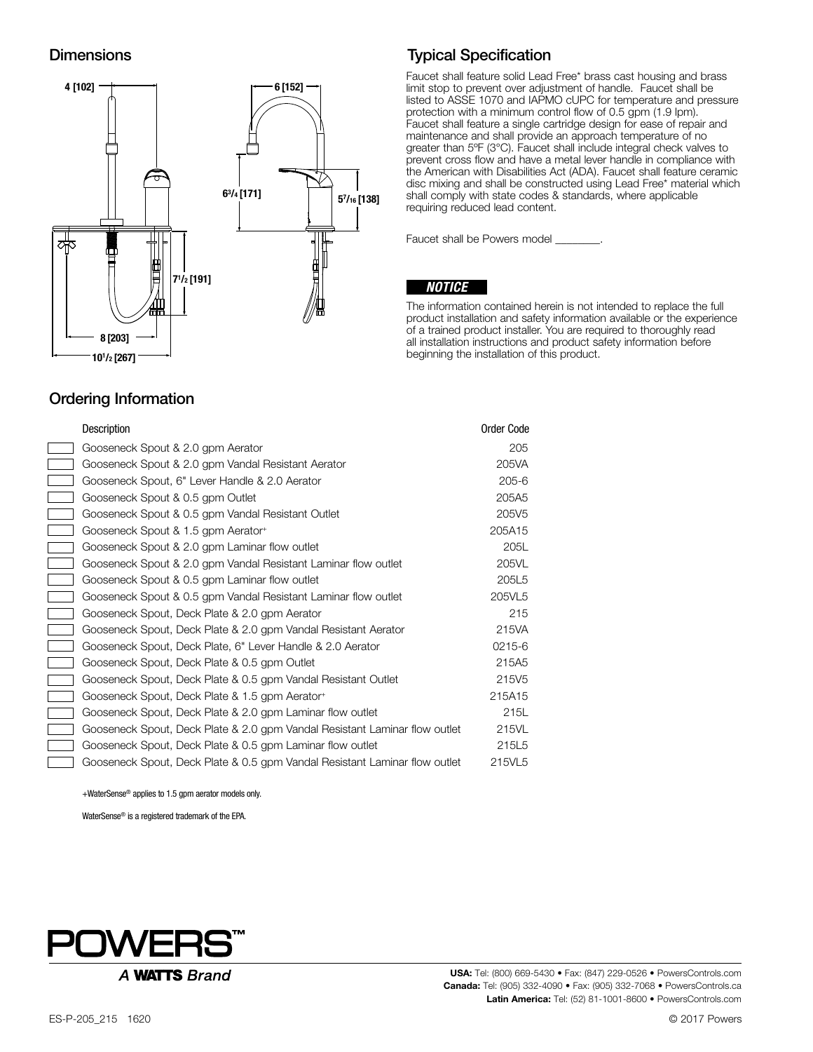## Dimensions

4 [102]

6 [152]

6¾ [171]

5⁷⁄₁₆ [138]

7½ [191]

8 [203]

10½ [267]

## Typical Specification

Faucet shall feature solid Lead Free* brass cast housing and brass limit stop to prevent over adjustment of handle. Faucet shall be listed to ASSE 1070 and IAPMO cUPC for temperature and pressure protection with a minimum control flow of 0.5 gpm (1.9 lpm). Faucet shall feature a single cartridge design for ease of repair and maintenance and shall provide an approach temperature of no greater than 5ºF (3°C). Faucet shall include integral check valves to prevent cross flow and have a metal lever handle in compliance with the American with Disabilities Act (ADA). Faucet shall feature ceramic disc mixing and shall be constructed using Lead Free* material which shall comply with state codes & standards, where applicable requiring reduced lead content.

Faucet shall be Powers model ________.

***NOTICE***

The information contained herein is not intended to replace the full product installation and safety information available or the experience of a trained product installer. You are required to thoroughly read all installation instructions and product safety information before beginning the installation of this product.

## Ordering Information

| | Description | Order Code |
|---|---|---|
| ☐ | Gooseneck Spout & 2.0 gpm Aerator | 205 |
| ☐ | Gooseneck Spout & 2.0 gpm Vandal Resistant Aerator | 205VA |
| ☐ | Gooseneck Spout, 6" Lever Handle & 2.0 Aerator | 205-6 |
| ☐ | Gooseneck Spout & 0.5 gpm Outlet | 205A5 |
| ☐ | Gooseneck Spout & 0.5 gpm Vandal Resistant Outlet | 205V5 |
| ☐ | Gooseneck Spout & 1.5 gpm Aerator+ | 205A15 |
| ☐ | Gooseneck Spout & 2.0 gpm Laminar flow outlet | 205L |
| ☐ | Gooseneck Spout & 2.0 gpm Vandal Resistant Laminar flow outlet | 205VL |
| ☐ | Gooseneck Spout & 0.5 gpm Laminar flow outlet | 205L5 |
| ☐ | Gooseneck Spout & 0.5 gpm Vandal Resistant Laminar flow outlet | 205VL5 |
| ☐ | Gooseneck Spout, Deck Plate & 2.0 gpm Aerator | 215 |
| ☐ | Gooseneck Spout, Deck Plate & 2.0 gpm Vandal Resistant Aerator | 215VA |
| ☐ | Gooseneck Spout, Deck Plate, 6" Lever Handle & 2.0 Aerator | 0215-6 |
| ☐ | Gooseneck Spout, Deck Plate & 0.5 gpm Outlet | 215A5 |
| ☐ | Gooseneck Spout, Deck Plate & 0.5 gpm Vandal Resistant Outlet | 215V5 |
| ☐ | Gooseneck Spout, Deck Plate & 1.5 gpm Aerator+ | 215A15 |
| ☐ | Gooseneck Spout, Deck Plate & 2.0 gpm Laminar flow outlet | 215L |
| ☐ | Gooseneck Spout, Deck Plate & 2.0 gpm Vandal Resistant Laminar flow outlet | 215VL |
| ☐ | Gooseneck Spout, Deck Plate & 0.5 gpm Laminar flow outlet | 215L5 |
| ☐ | Gooseneck Spout, Deck Plate & 0.5 gpm Vandal Resistant Laminar flow outlet | 215VL5 |

+WaterSense® applies to 1.5 gpm aerator models only.

WaterSense® is a registered trademark of the EPA.

POWERS™

*A* **WATTS** *Brand*

**USA:** Tel: (800) 669-5430 • Fax: (847) 229-0526 • PowersControls.com
**Canada:** Tel: (905) 332-4090 • Fax: (905) 332-7068 • PowersControls.ca
**Latin America:** Tel: (52) 81-1001-8600 • PowersControls.com

ES-P-205_215 1620

© 2017 Powers